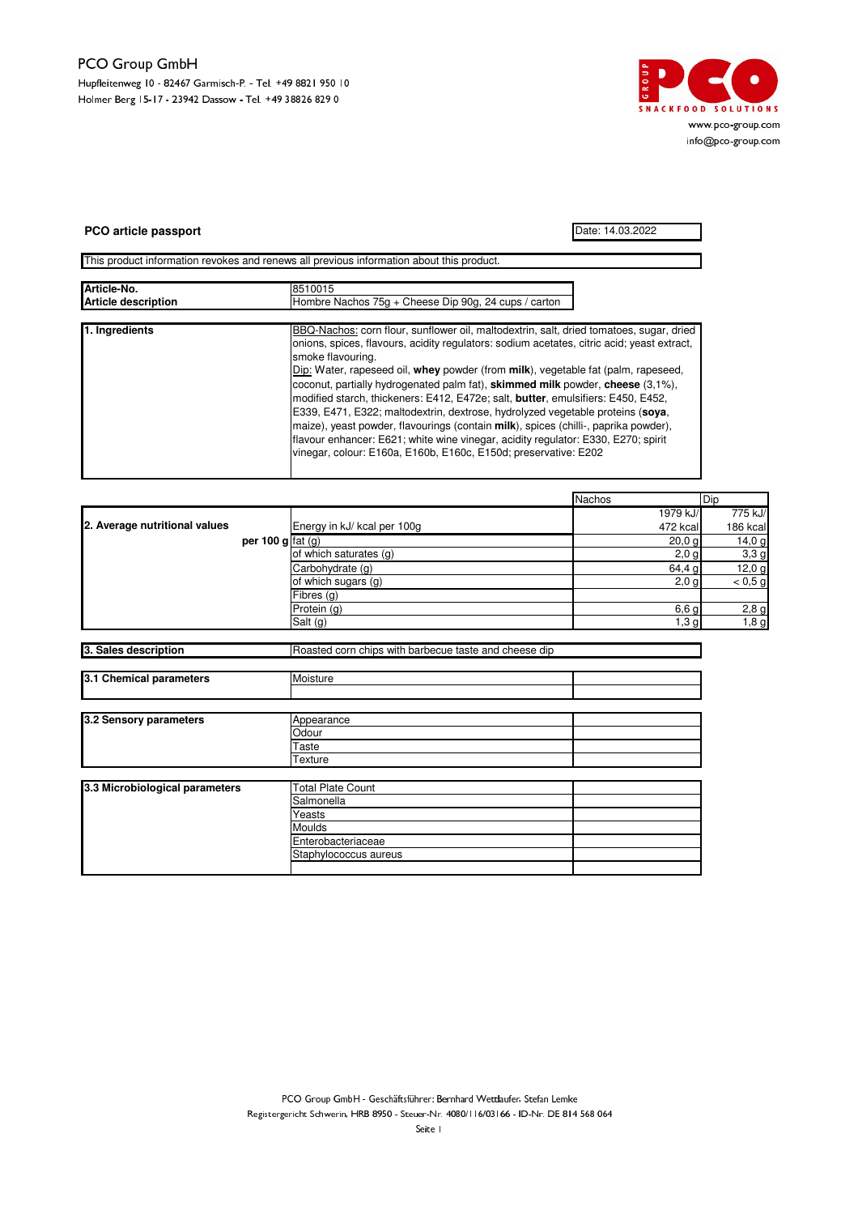PCO Group GmbH
Hupfleitenweg 10 - 82467 Garmisch-P. - Tel. +49 8821 950 10
Holmer Berg 15-17 - 23942 Dassow - Tel. +49 38826 829 0

www.pco-group.com
info@pco-group.com

## PCO article passport

Date: 14.03.2022

This product information revokes and renews all previous information about this product.

| | |
|---|---|
| **Article-No.** | 8510015 |
| **Article description** | Hombre Nachos 75g + Cheese Dip 90g, 24 cups / carton |

| | |
|---|---|
| **1. Ingredients** | BBQ-Nachos: corn flour, sunflower oil, maltodextrin, salt, dried tomatoes, sugar, dried onions, spices, flavours, acidity regulators: sodium acetates, citric acid; yeast extract, smoke flavouring.<br>Dip: Water, rapeseed oil, **whey** powder (from **milk**), vegetable fat (palm, rapeseed, coconut, partially hydrogenated palm fat), **skimmed milk** powder, **cheese** (3,1%), modified starch, thickeners: E412, E472e; salt, **butter**, emulsifiers: E450, E452, E339, E471, E322; maltodextrin, dextrose, hydrolyzed vegetable proteins (**soya**, maize), yeast powder, flavourings (contain **milk**), spices (chilli-, paprika powder), flavour enhancer: E621; white wine vinegar, acidity regulator: E330, E270; spirit vinegar, colour: E160a, E160b, E160c, E150d; preservative: E202 |

| | | Nachos | Dip |
|---|---|---|---|
| **2. Average nutritional values** | Energy in kJ/ kcal per 100g | 1979 kJ/ 472 kcal | 775 kJ/ 186 kcal |
| **per 100 g** | fat (g) | 20,0 g | 14,0 g |
| | of which saturates (g) | 2,0 g | 3,3 g |
| | Carbohydrate (g) | 64,4 g | 12,0 g |
| | of which sugars (g) | 2,0 g | < 0,5 g |
| | Fibres (g) | | |
| | Protein (g) | 6,6 g | 2,8 g |
| | Salt (g) | 1,3 g | 1,8 g |

| | |
|---|---|
| **3. Sales description** | Roasted corn chips with barbecue taste and cheese dip |

| | | |
|---|---|---|
| **3.1 Chemical parameters** | Moisture | |
| | | |

| | | |
|---|---|---|
| **3.2 Sensory parameters** | Appearance | |
| | Odour | |
| | Taste | |
| | Texture | |

| | | |
|---|---|---|
| **3.3 Microbiological parameters** | Total Plate Count | |
| | Salmonella | |
| | Yeasts | |
| | Moulds | |
| | Enterobacteriaceae | |
| | Staphylococcus aureus | |
| | | |

PCO Group GmbH - Geschäftsführer: Bernhard Wettdaufer, Stefan Lemke
Registergericht Schwerin, HRB 8950 - Steuer-Nr. 4080/116/03166 - ID-Nr. DE 814 568 064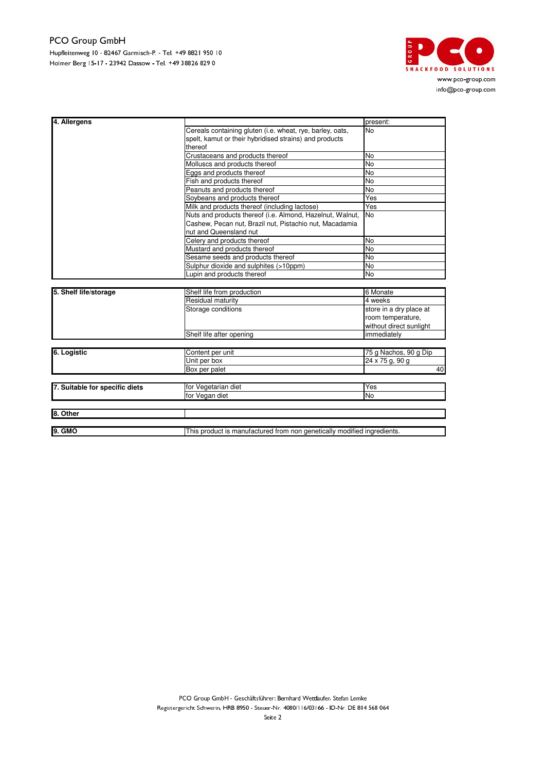| | | |
|---|---|---|
| **4. Allergens** | | present: |
| | Cereals containing gluten (i.e. wheat, rye, barley, oats, spelt, kamut or their hybridised strains) and products thereof | No |
| | Crustaceans and products thereof | No |
| | Molluscs and products thereof | No |
| | Eggs and products thereof | No |
| | Fish and products thereof | No |
| | Peanuts and products thereof | No |
| | Soybeans and products thereof | Yes |
| | Milk and products thereof (including lactose) | Yes |
| | Nuts and products thereof (i.e. Almond, Hazelnut, Walnut, Cashew, Pecan nut, Brazil nut, Pistachio nut, Macadamia nut and Queensland nut | No |
| | Celery and products thereof | No |
| | Mustard and products thereof | No |
| | Sesame seeds and products thereof | No |
| | Sulphur dioxide and sulphites (>10ppm) | No |
| | Lupin and products thereof | No |

| | | |
|---|---|---|
| **5. Shelf life/storage** | Shelf life from production | 6 Monate |
| | Residual maturity | 4 weeks |
| | Storage conditions | store in a dry place at room temperature, without direct sunlight |
| | Shelf life after opening | immediately |

| | | |
|---|---|---|
| **6. Logistic** | Content per unit | 75 g Nachos, 90 g Dip |
| | Unit per box | 24 x 75 g, 90 g |
| | Box per palet | 40 |

| | | |
|---|---|---|
| **7. Suitable for specific diets** | for Vegetarian diet | Yes |
| | for Vegan diet | No |

| | |
|---|---|
| **8. Other** | |

| | |
|---|---|
| **9. GMO** | This product is manufactured from non genetically modified ingredients. |